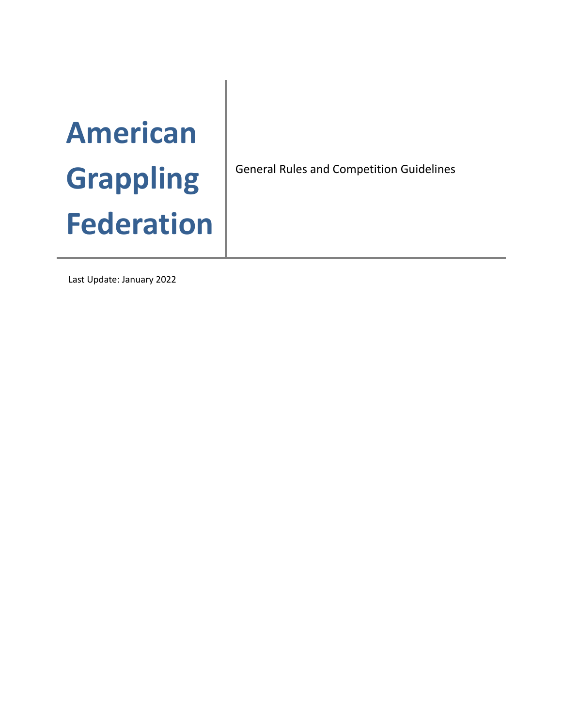# American Grappling Federation

General Rules and Competition Guidelines

Last Update: January 2022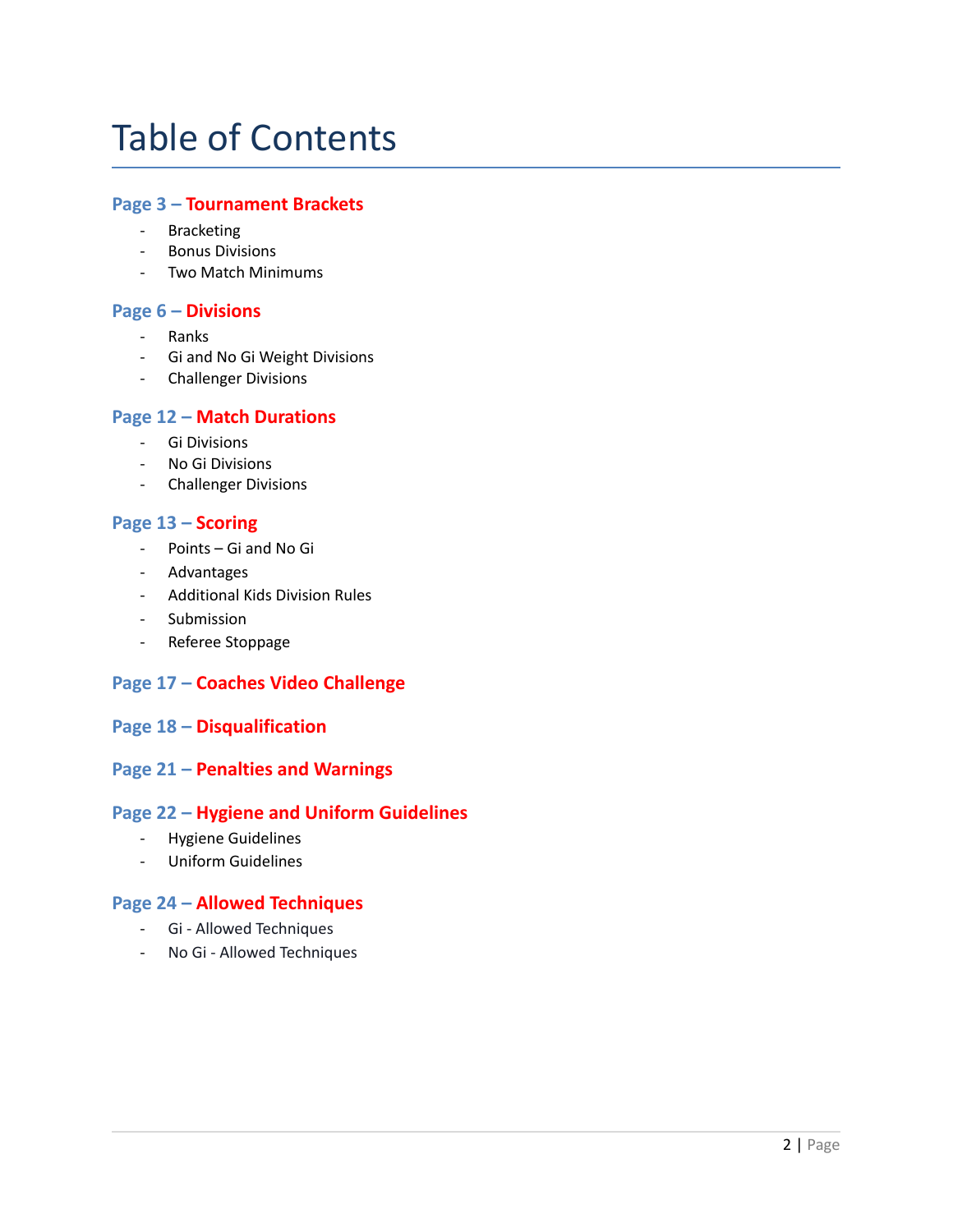# Table of Contents

## Page 3 – Tournament Brackets

- Bracketing
- Bonus Divisions
- Two Match Minimums

## Page 6 – Divisions

- Ranks
- Gi and No Gi Weight Divisions
- Challenger Divisions

## Page 12 – Match Durations

- Gi Divisions
- No Gi Divisions
- Challenger Divisions

## Page 13 – Scoring

- Points – Gi and No Gi
- Advantages
- Additional Kids Division Rules
- Submission
- Referee Stoppage

## Page 17 – Coaches Video Challenge

## Page 18 – Disqualification

## Page 21 – Penalties and Warnings

## Page 22 – Hygiene and Uniform Guidelines

- Hygiene Guidelines
- Uniform Guidelines

## Page 24 – Allowed Techniques

- Gi - Allowed Techniques
- No Gi - Allowed Techniques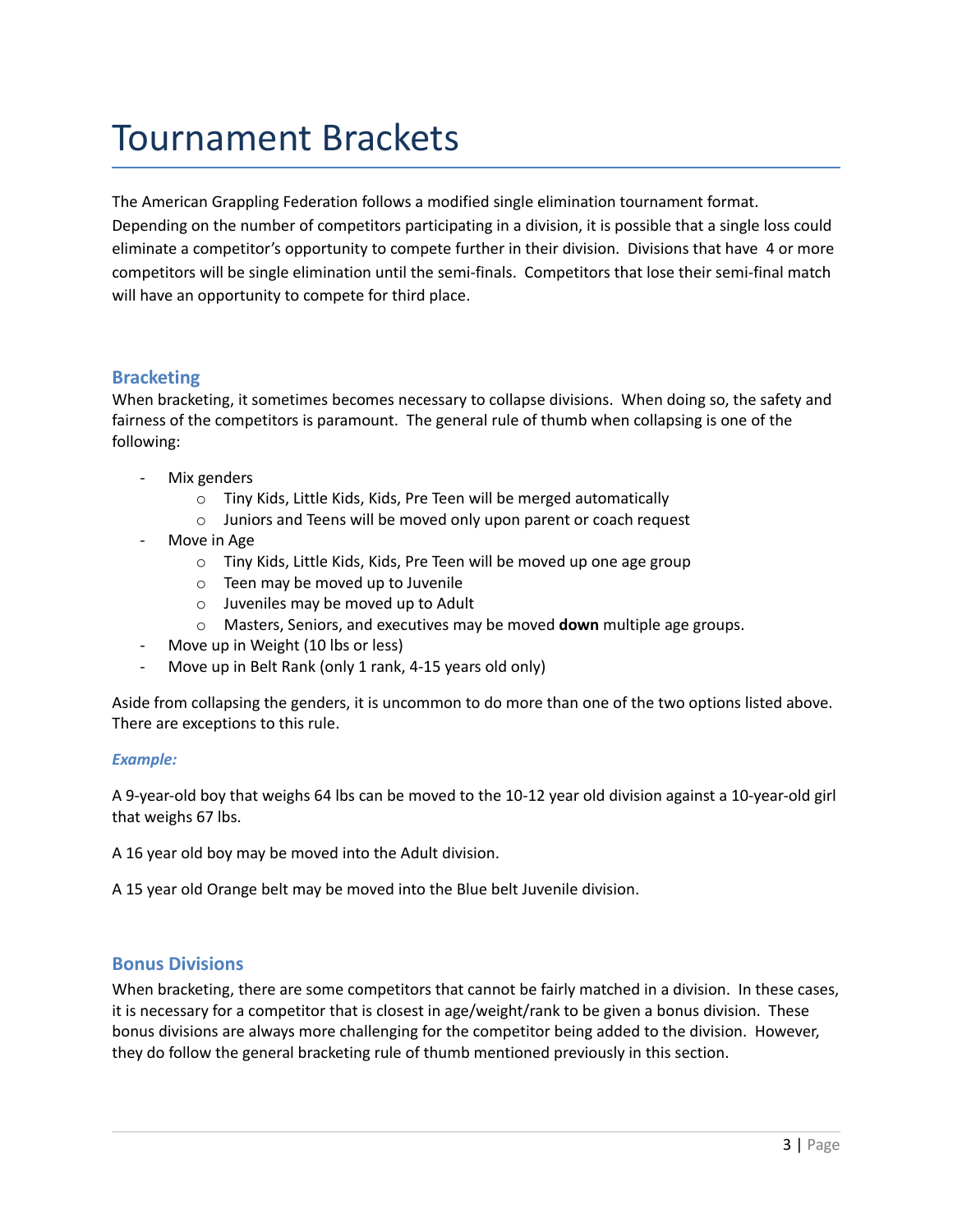# Tournament Brackets

The American Grappling Federation follows a modified single elimination tournament format. Depending on the number of competitors participating in a division, it is possible that a single loss could eliminate a competitor's opportunity to compete further in their division. Divisions that have 4 or more competitors will be single elimination until the semi-finals. Competitors that lose their semi-final match will have an opportunity to compete for third place.

## Bracketing

When bracketing, it sometimes becomes necessary to collapse divisions. When doing so, the safety and fairness of the competitors is paramount. The general rule of thumb when collapsing is one of the following:

- Mix genders
  - Tiny Kids, Little Kids, Kids, Pre Teen will be merged automatically
  - Juniors and Teens will be moved only upon parent or coach request
- Move in Age
  - Tiny Kids, Little Kids, Kids, Pre Teen will be moved up one age group
  - Teen may be moved up to Juvenile
  - Juveniles may be moved up to Adult
  - Masters, Seniors, and executives may be moved **down** multiple age groups.
- Move up in Weight (10 lbs or less)
- Move up in Belt Rank (only 1 rank, 4-15 years old only)

Aside from collapsing the genders, it is uncommon to do more than one of the two options listed above. There are exceptions to this rule.

***Example:***

A 9-year-old boy that weighs 64 lbs can be moved to the 10-12 year old division against a 10-year-old girl that weighs 67 lbs.

A 16 year old boy may be moved into the Adult division.

A 15 year old Orange belt may be moved into the Blue belt Juvenile division.

## Bonus Divisions

When bracketing, there are some competitors that cannot be fairly matched in a division. In these cases, it is necessary for a competitor that is closest in age/weight/rank to be given a bonus division. These bonus divisions are always more challenging for the competitor being added to the division. However, they do follow the general bracketing rule of thumb mentioned previously in this section.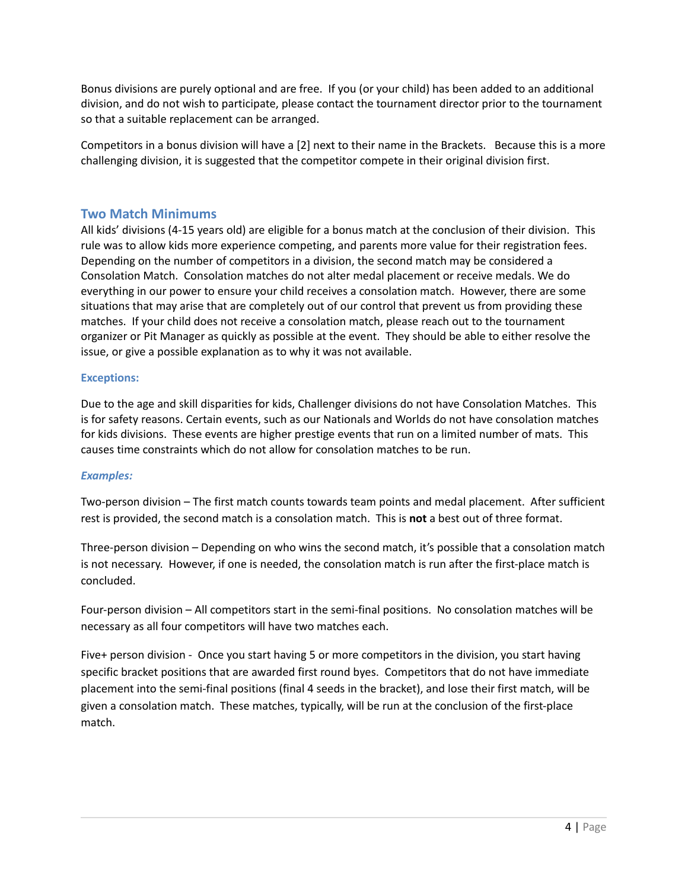Bonus divisions are purely optional and are free. If you (or your child) has been added to an additional division, and do not wish to participate, please contact the tournament director prior to the tournament so that a suitable replacement can be arranged.

Competitors in a bonus division will have a [2] next to their name in the Brackets. Because this is a more challenging division, it is suggested that the competitor compete in their original division first.

## Two Match Minimums

All kids' divisions (4-15 years old) are eligible for a bonus match at the conclusion of their division. This rule was to allow kids more experience competing, and parents more value for their registration fees. Depending on the number of competitors in a division, the second match may be considered a Consolation Match. Consolation matches do not alter medal placement or receive medals. We do everything in our power to ensure your child receives a consolation match. However, there are some situations that may arise that are completely out of our control that prevent us from providing these matches. If your child does not receive a consolation match, please reach out to the tournament organizer or Pit Manager as quickly as possible at the event. They should be able to either resolve the issue, or give a possible explanation as to why it was not available.

### Exceptions:

Due to the age and skill disparities for kids, Challenger divisions do not have Consolation Matches. This is for safety reasons. Certain events, such as our Nationals and Worlds do not have consolation matches for kids divisions. These events are higher prestige events that run on a limited number of mats. This causes time constraints which do not allow for consolation matches to be run.

### *Examples:*

Two-person division – The first match counts towards team points and medal placement. After sufficient rest is provided, the second match is a consolation match. This is **not** a best out of three format.

Three-person division – Depending on who wins the second match, it's possible that a consolation match is not necessary. However, if one is needed, the consolation match is run after the first-place match is concluded.

Four-person division – All competitors start in the semi-final positions. No consolation matches will be necessary as all four competitors will have two matches each.

Five+ person division - Once you start having 5 or more competitors in the division, you start having specific bracket positions that are awarded first round byes. Competitors that do not have immediate placement into the semi-final positions (final 4 seeds in the bracket), and lose their first match, will be given a consolation match. These matches, typically, will be run at the conclusion of the first-place match.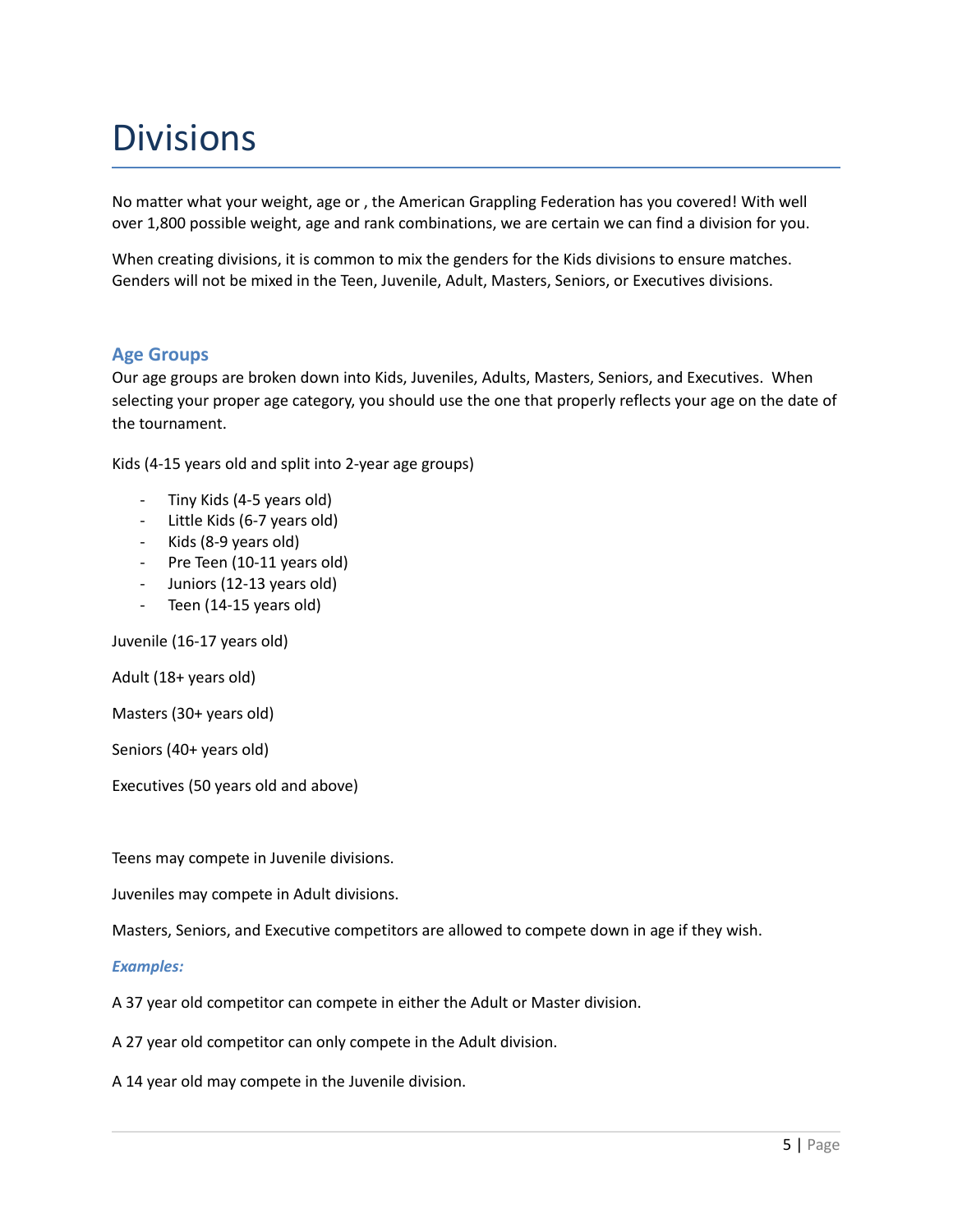# Divisions

No matter what your weight, age or , the American Grappling Federation has you covered! With well over 1,800 possible weight, age and rank combinations, we are certain we can find a division for you.

When creating divisions, it is common to mix the genders for the Kids divisions to ensure matches. Genders will not be mixed in the Teen, Juvenile, Adult, Masters, Seniors, or Executives divisions.

## Age Groups

Our age groups are broken down into Kids, Juveniles, Adults, Masters, Seniors, and Executives. When selecting your proper age category, you should use the one that properly reflects your age on the date of the tournament.

Kids (4-15 years old and split into 2-year age groups)

- Tiny Kids (4-5 years old)
- Little Kids (6-7 years old)
- Kids (8-9 years old)
- Pre Teen (10-11 years old)
- Juniors (12-13 years old)
- Teen (14-15 years old)

Juvenile (16-17 years old)

Adult (18+ years old)

Masters (30+ years old)

Seniors (40+ years old)

Executives (50 years old and above)

Teens may compete in Juvenile divisions.

Juveniles may compete in Adult divisions.

Masters, Seniors, and Executive competitors are allowed to compete down in age if they wish.

***Examples:***

A 37 year old competitor can compete in either the Adult or Master division.

A 27 year old competitor can only compete in the Adult division.

A 14 year old may compete in the Juvenile division.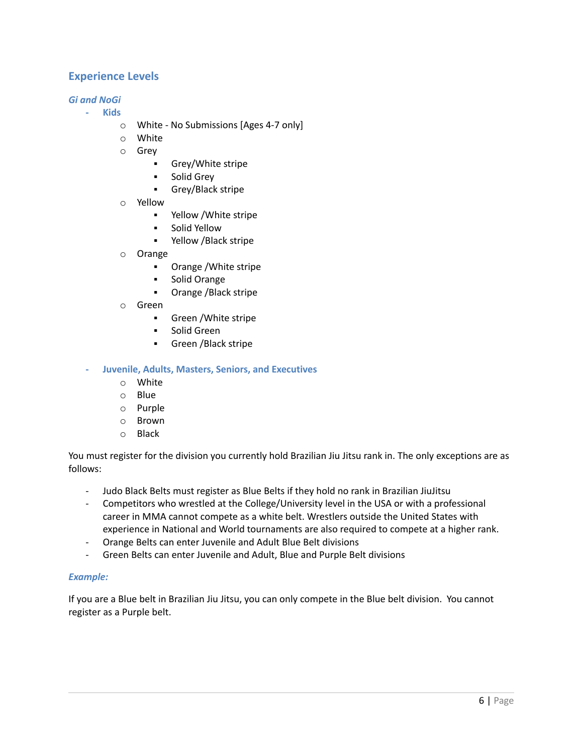## Experience Levels

### *Gi and NoGi*

- **Kids**
  - White - No Submissions [Ages 4-7 only]
  - White
  - Grey
    - Grey/White stripe
    - Solid Grey
    - Grey/Black stripe
  - Yellow
    - Yellow /White stripe
    - Solid Yellow
    - Yellow /Black stripe
  - Orange
    - Orange /White stripe
    - Solid Orange
    - Orange /Black stripe
  - Green
    - Green /White stripe
    - Solid Green
    - Green /Black stripe

- **Juvenile, Adults, Masters, Seniors, and Executives**
  - White
  - Blue
  - Purple
  - Brown
  - Black

You must register for the division you currently hold Brazilian Jiu Jitsu rank in. The only exceptions are as follows:

- Judo Black Belts must register as Blue Belts if they hold no rank in Brazilian JiuJitsu
- Competitors who wrestled at the College/University level in the USA or with a professional career in MMA cannot compete as a white belt. Wrestlers outside the United States with experience in National and World tournaments are also required to compete at a higher rank.
- Orange Belts can enter Juvenile and Adult Blue Belt divisions
- Green Belts can enter Juvenile and Adult, Blue and Purple Belt divisions

### *Example:*

If you are a Blue belt in Brazilian Jiu Jitsu, you can only compete in the Blue belt division. You cannot register as a Purple belt.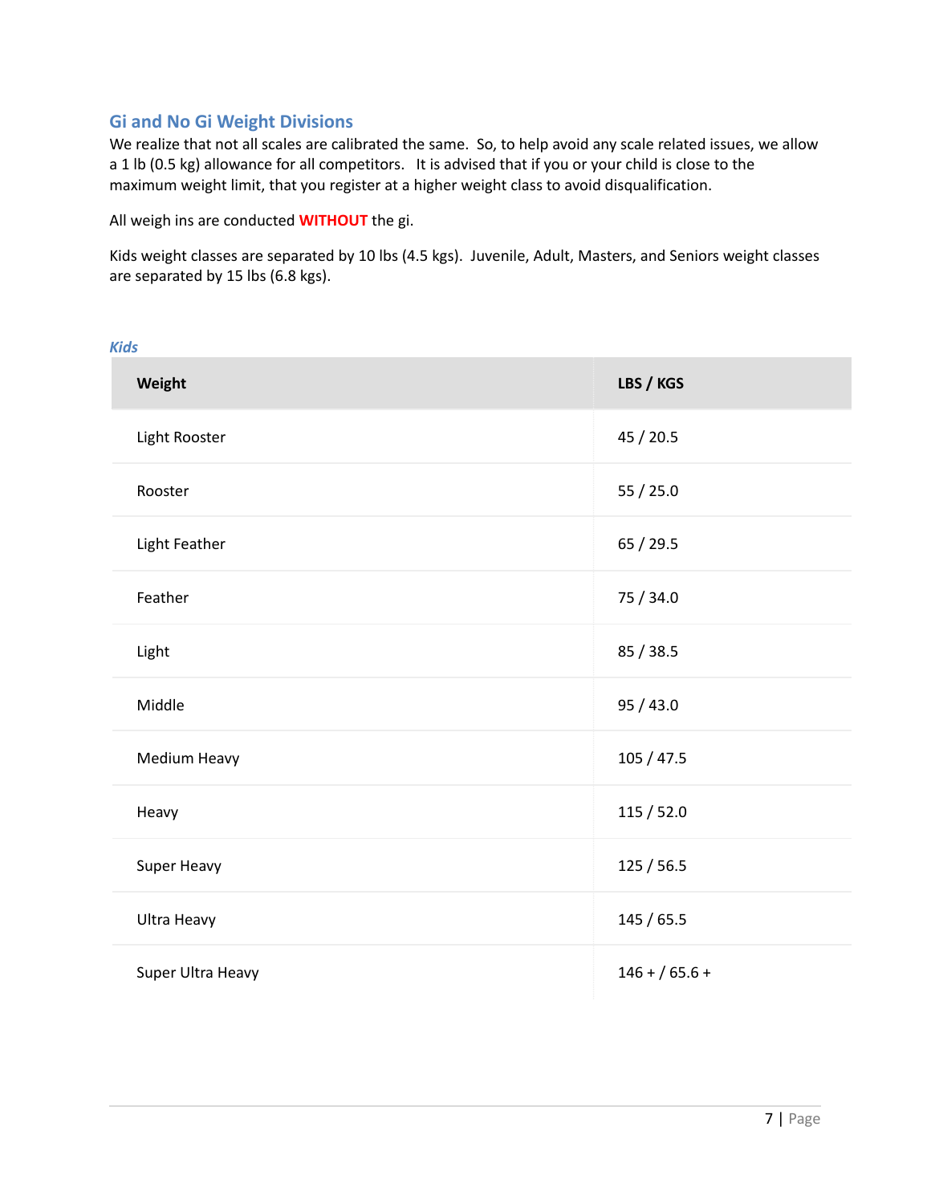## Gi and No Gi Weight Divisions

We realize that not all scales are calibrated the same. So, to help avoid any scale related issues, we allow a 1 lb (0.5 kg) allowance for all competitors. It is advised that if you or your child is close to the maximum weight limit, that you register at a higher weight class to avoid disqualification.

All weigh ins are conducted **WITHOUT** the gi.

Kids weight classes are separated by 10 lbs (4.5 kgs). Juvenile, Adult, Masters, and Seniors weight classes are separated by 15 lbs (6.8 kgs).

### *Kids*

| Weight | LBS / KGS |
|---|---|
| Light Rooster | 45 / 20.5 |
| Rooster | 55 / 25.0 |
| Light Feather | 65 / 29.5 |
| Feather | 75 / 34.0 |
| Light | 85 / 38.5 |
| Middle | 95 / 43.0 |
| Medium Heavy | 105 / 47.5 |
| Heavy | 115 / 52.0 |
| Super Heavy | 125 / 56.5 |
| Ultra Heavy | 145 / 65.5 |
| Super Ultra Heavy | 146 + / 65.6 + |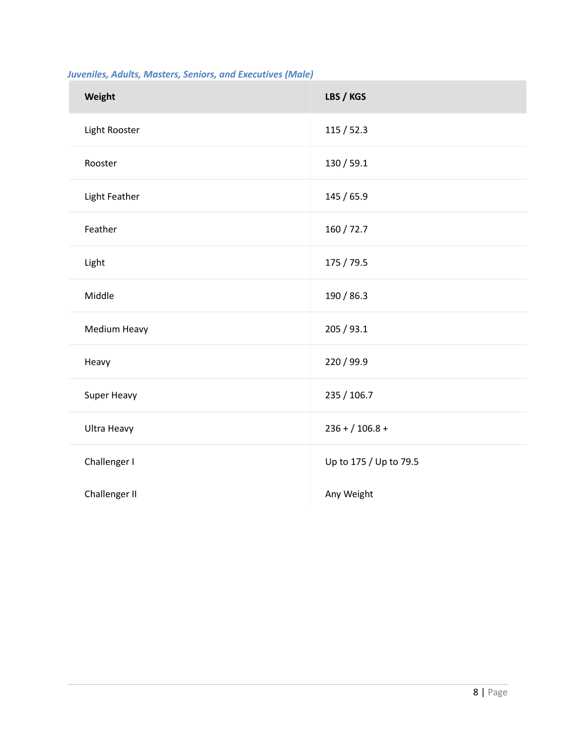*Juveniles, Adults, Masters, Seniors, and Executives (Male)*

| Weight | LBS / KGS |
|---|---|
| Light Rooster | 115 / 52.3 |
| Rooster | 130 / 59.1 |
| Light Feather | 145 / 65.9 |
| Feather | 160 / 72.7 |
| Light | 175 / 79.5 |
| Middle | 190 / 86.3 |
| Medium Heavy | 205 / 93.1 |
| Heavy | 220 / 99.9 |
| Super Heavy | 235 / 106.7 |
| Ultra Heavy | 236 + / 106.8 + |
| Challenger I | Up to 175 / Up to 79.5 |
| Challenger II | Any Weight |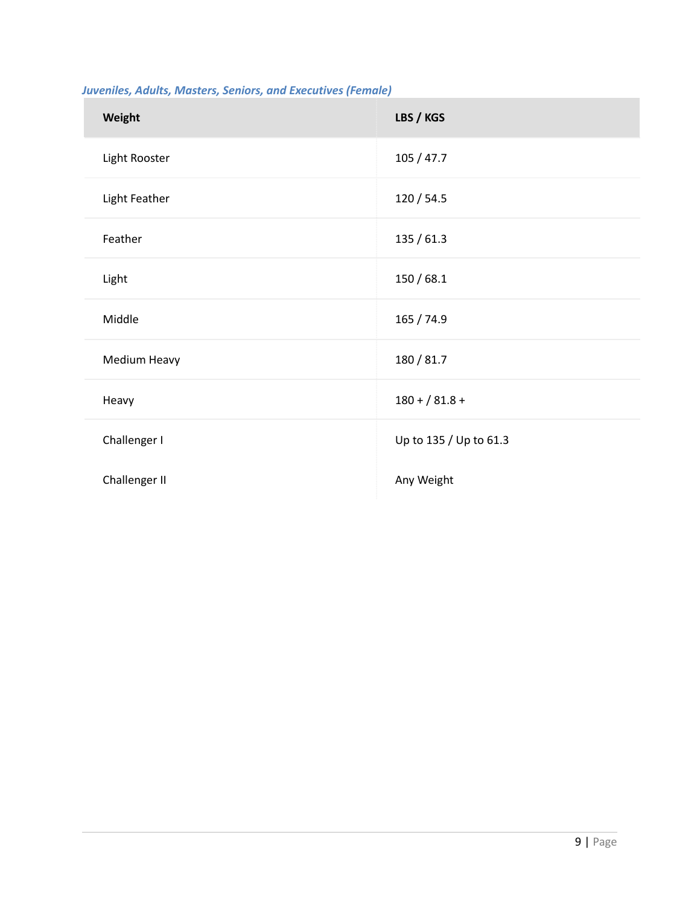*Juveniles, Adults, Masters, Seniors, and Executives (Female)*

| Weight | LBS / KGS |
|---|---|
| Light Rooster | 105 / 47.7 |
| Light Feather | 120 / 54.5 |
| Feather | 135 / 61.3 |
| Light | 150 / 68.1 |
| Middle | 165 / 74.9 |
| Medium Heavy | 180 / 81.7 |
| Heavy | 180 + / 81.8 + |
| Challenger I | Up to 135 / Up to 61.3 |
| Challenger II | Any Weight |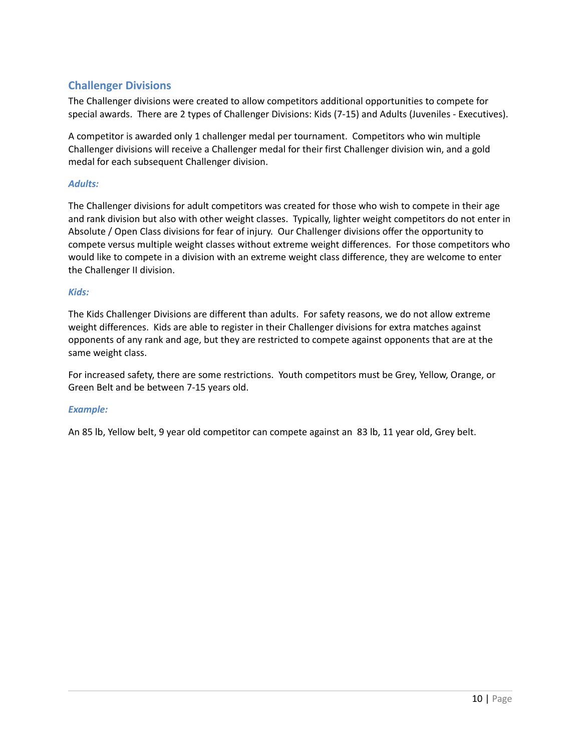## Challenger Divisions

The Challenger divisions were created to allow competitors additional opportunities to compete for special awards. There are 2 types of Challenger Divisions: Kids (7-15) and Adults (Juveniles - Executives).

A competitor is awarded only 1 challenger medal per tournament. Competitors who win multiple Challenger divisions will receive a Challenger medal for their first Challenger division win, and a gold medal for each subsequent Challenger division.

### *Adults:*

The Challenger divisions for adult competitors was created for those who wish to compete in their age and rank division but also with other weight classes. Typically, lighter weight competitors do not enter in Absolute / Open Class divisions for fear of injury. Our Challenger divisions offer the opportunity to compete versus multiple weight classes without extreme weight differences. For those competitors who would like to compete in a division with an extreme weight class difference, they are welcome to enter the Challenger II division.

### *Kids:*

The Kids Challenger Divisions are different than adults. For safety reasons, we do not allow extreme weight differences. Kids are able to register in their Challenger divisions for extra matches against opponents of any rank and age, but they are restricted to compete against opponents that are at the same weight class.

For increased safety, there are some restrictions. Youth competitors must be Grey, Yellow, Orange, or Green Belt and be between 7-15 years old.

### *Example:*

An 85 lb, Yellow belt, 9 year old competitor can compete against an 83 lb, 11 year old, Grey belt.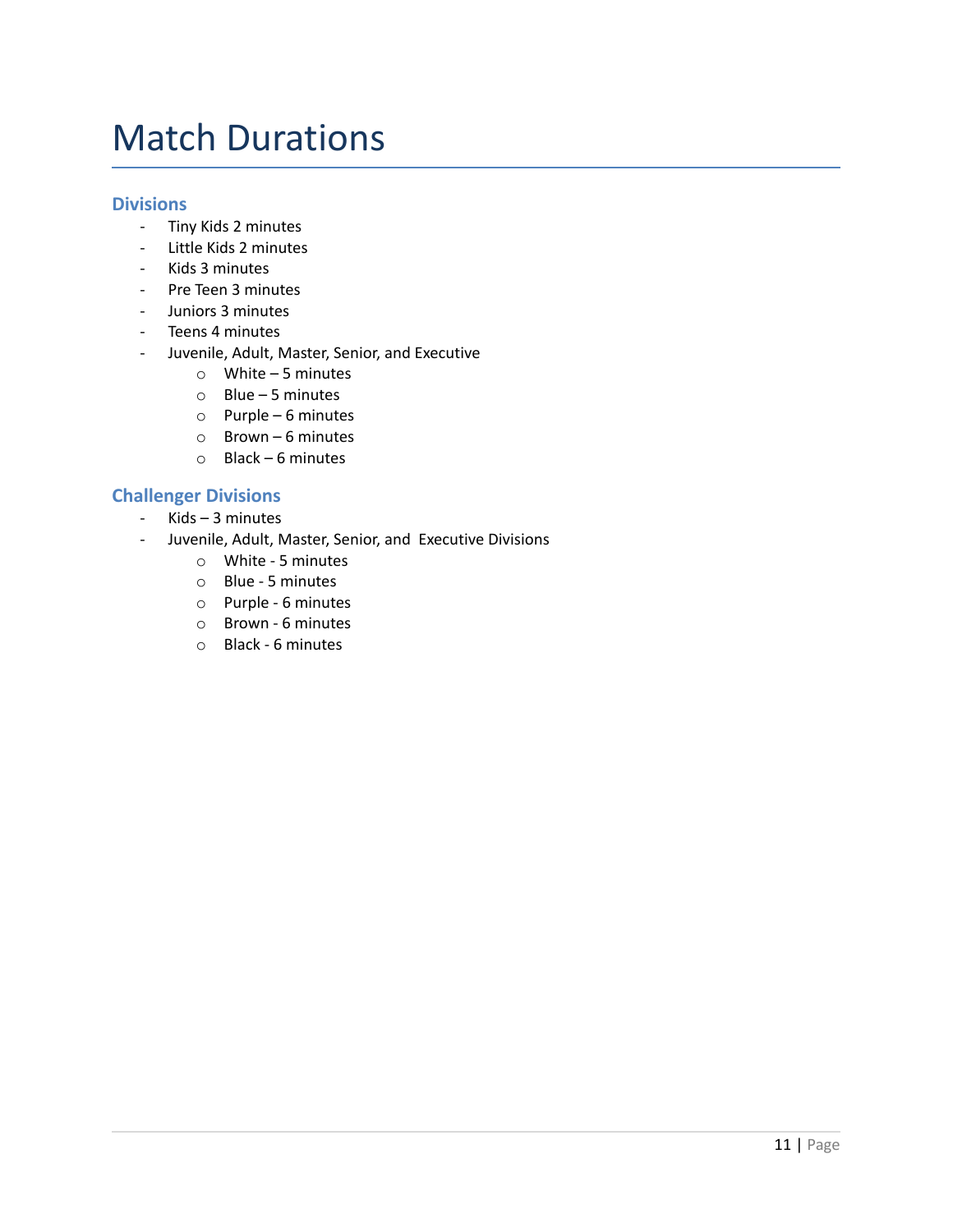# Match Durations

## Divisions

- Tiny Kids 2 minutes
- Little Kids 2 minutes
- Kids 3 minutes
- Pre Teen 3 minutes
- Juniors 3 minutes
- Teens 4 minutes
- Juvenile, Adult, Master, Senior, and Executive
    - White – 5 minutes
    - Blue – 5 minutes
    - Purple – 6 minutes
    - Brown – 6 minutes
    - Black – 6 minutes

## Challenger Divisions

- Kids – 3 minutes
- Juvenile, Adult, Master, Senior, and Executive Divisions
    - White - 5 minutes
    - Blue - 5 minutes
    - Purple - 6 minutes
    - Brown - 6 minutes
    - Black - 6 minutes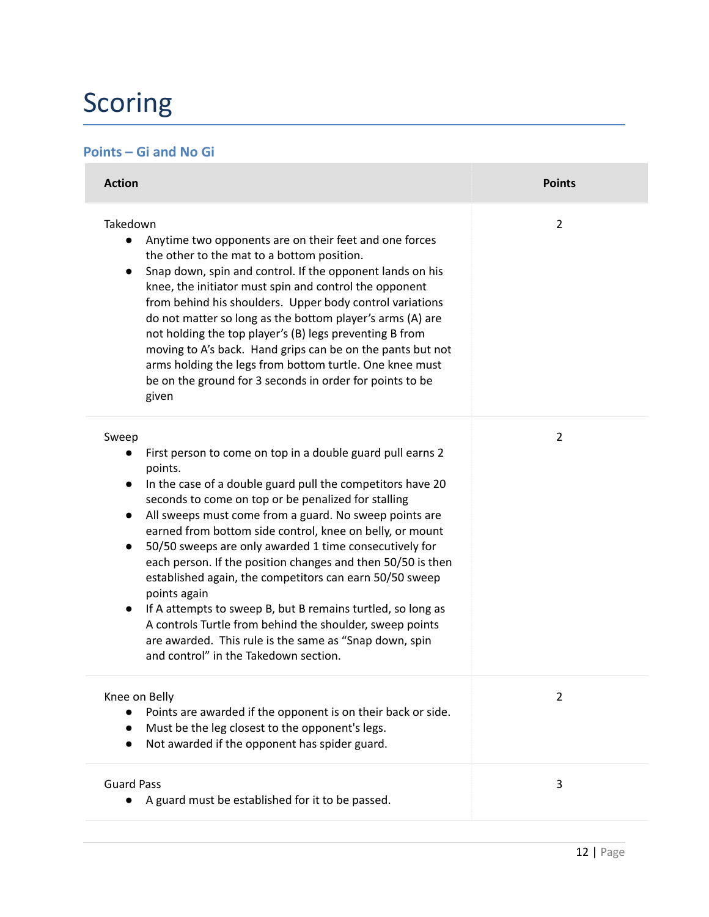# Scoring

## Points – Gi and No Gi

| Action | Points |
|---|---|
| Takedown<br>● Anytime two opponents are on their feet and one forces the other to the mat to a bottom position.<br>● Snap down, spin and control. If the opponent lands on his knee, the initiator must spin and control the opponent from behind his shoulders. Upper body control variations do not matter so long as the bottom player's arms (A) are not holding the top player's (B) legs preventing B from moving to A's back. Hand grips can be on the pants but not arms holding the legs from bottom turtle. One knee must be on the ground for 3 seconds in order for points to be given | 2 |
| Sweep<br>● First person to come on top in a double guard pull earns 2 points.<br>● In the case of a double guard pull the competitors have 20 seconds to come on top or be penalized for stalling<br>● All sweeps must come from a guard. No sweep points are earned from bottom side control, knee on belly, or mount<br>● 50/50 sweeps are only awarded 1 time consecutively for each person. If the position changes and then 50/50 is then established again, the competitors can earn 50/50 sweep points again<br>● If A attempts to sweep B, but B remains turtled, so long as A controls Turtle from behind the shoulder, sweep points are awarded. This rule is the same as "Snap down, spin and control" in the Takedown section. | 2 |
| Knee on Belly<br>● Points are awarded if the opponent is on their back or side.<br>● Must be the leg closest to the opponent's legs.<br>● Not awarded if the opponent has spider guard. | 2 |
| Guard Pass<br>● A guard must be established for it to be passed. | 3 |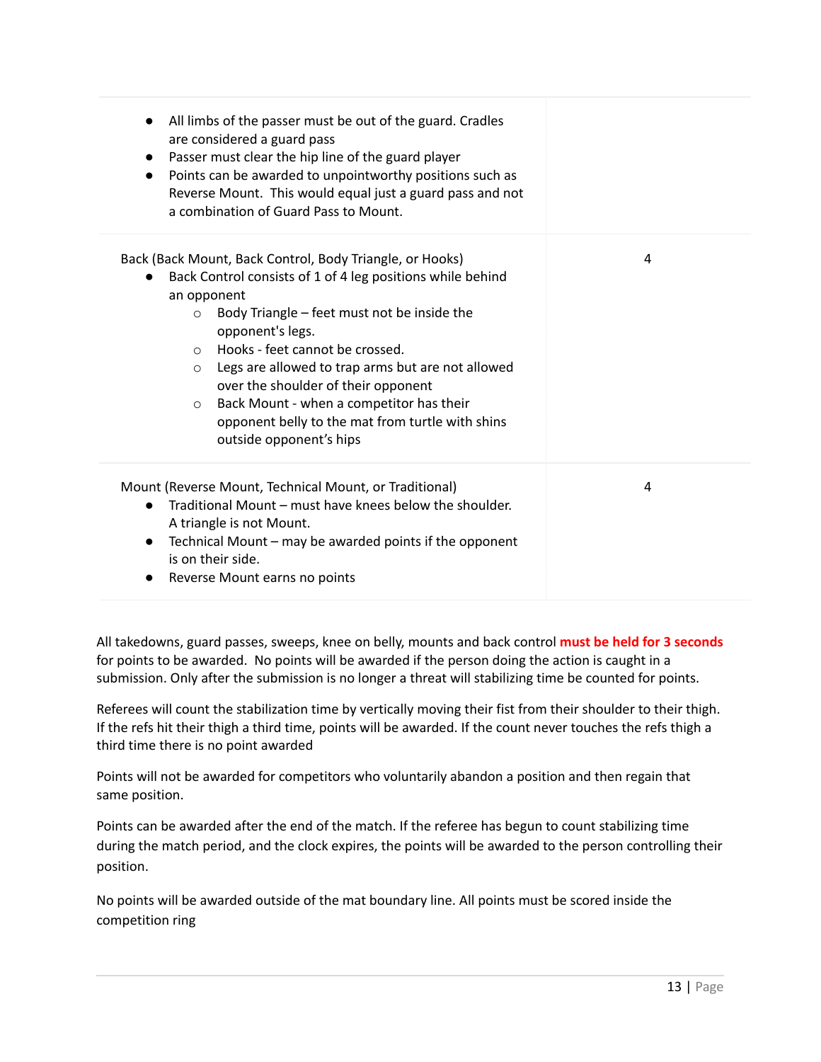| | |
|---|---|
| • All limbs of the passer must be out of the guard. Cradles are considered a guard pass<br>• Passer must clear the hip line of the guard player<br>• Points can be awarded to unpointworthy positions such as Reverse Mount. This would equal just a guard pass and not a combination of Guard Pass to Mount. | |
| Back (Back Mount, Back Control, Body Triangle, or Hooks)<br>• Back Control consists of 1 of 4 leg positions while behind an opponent<br>  ○ Body Triangle – feet must not be inside the opponent's legs.<br>  ○ Hooks - feet cannot be crossed.<br>  ○ Legs are allowed to trap arms but are not allowed over the shoulder of their opponent<br>  ○ Back Mount - when a competitor has their opponent belly to the mat from turtle with shins outside opponent's hips | 4 |
| Mount (Reverse Mount, Technical Mount, or Traditional)<br>• Traditional Mount – must have knees below the shoulder. A triangle is not Mount.<br>• Technical Mount – may be awarded points if the opponent is on their side.<br>• Reverse Mount earns no points | 4 |

All takedowns, guard passes, sweeps, knee on belly, mounts and back control **must be held for 3 seconds** for points to be awarded. No points will be awarded if the person doing the action is caught in a submission. Only after the submission is no longer a threat will stabilizing time be counted for points.

Referees will count the stabilization time by vertically moving their fist from their shoulder to their thigh. If the refs hit their thigh a third time, points will be awarded. If the count never touches the refs thigh a third time there is no point awarded

Points will not be awarded for competitors who voluntarily abandon a position and then regain that same position.

Points can be awarded after the end of the match. If the referee has begun to count stabilizing time during the match period, and the clock expires, the points will be awarded to the person controlling their position.

No points will be awarded outside of the mat boundary line. All points must be scored inside the competition ring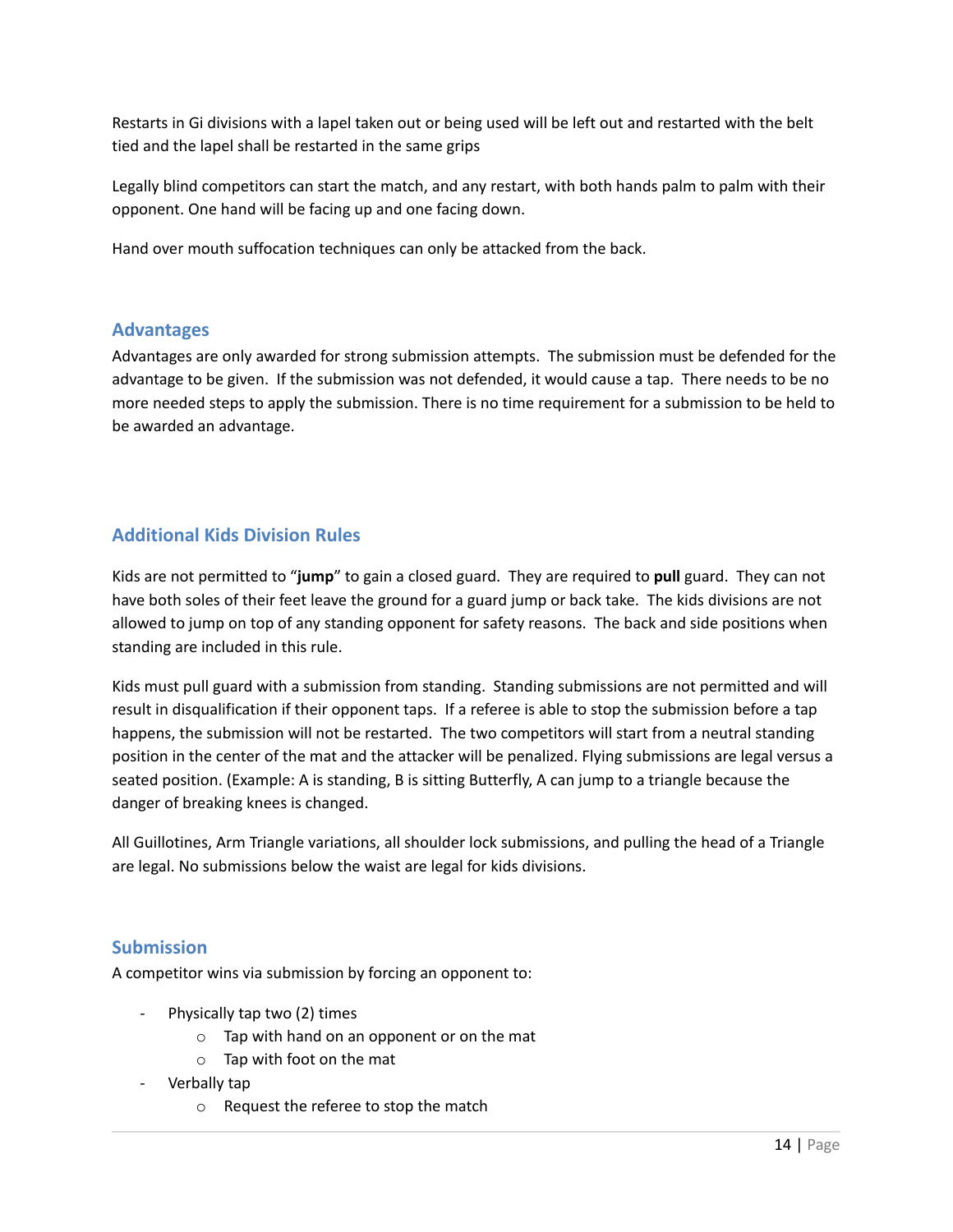Restarts in Gi divisions with a lapel taken out or being used will be left out and restarted with the belt tied and the lapel shall be restarted in the same grips

Legally blind competitors can start the match, and any restart, with both hands palm to palm with their opponent. One hand will be facing up and one facing down.

Hand over mouth suffocation techniques can only be attacked from the back.

## Advantages

Advantages are only awarded for strong submission attempts. The submission must be defended for the advantage to be given. If the submission was not defended, it would cause a tap. There needs to be no more needed steps to apply the submission. There is no time requirement for a submission to be held to be awarded an advantage.

## Additional Kids Division Rules

Kids are not permitted to "**jump**" to gain a closed guard. They are required to **pull** guard. They can not have both soles of their feet leave the ground for a guard jump or back take. The kids divisions are not allowed to jump on top of any standing opponent for safety reasons. The back and side positions when standing are included in this rule.

Kids must pull guard with a submission from standing. Standing submissions are not permitted and will result in disqualification if their opponent taps. If a referee is able to stop the submission before a tap happens, the submission will not be restarted. The two competitors will start from a neutral standing position in the center of the mat and the attacker will be penalized. Flying submissions are legal versus a seated position. (Example: A is standing, B is sitting Butterfly, A can jump to a triangle because the danger of breaking knees is changed.

All Guillotines, Arm Triangle variations, all shoulder lock submissions, and pulling the head of a Triangle are legal. No submissions below the waist are legal for kids divisions.

## Submission

A competitor wins via submission by forcing an opponent to:

- Physically tap two (2) times
  - Tap with hand on an opponent or on the mat
  - Tap with foot on the mat
- Verbally tap
  - Request the referee to stop the match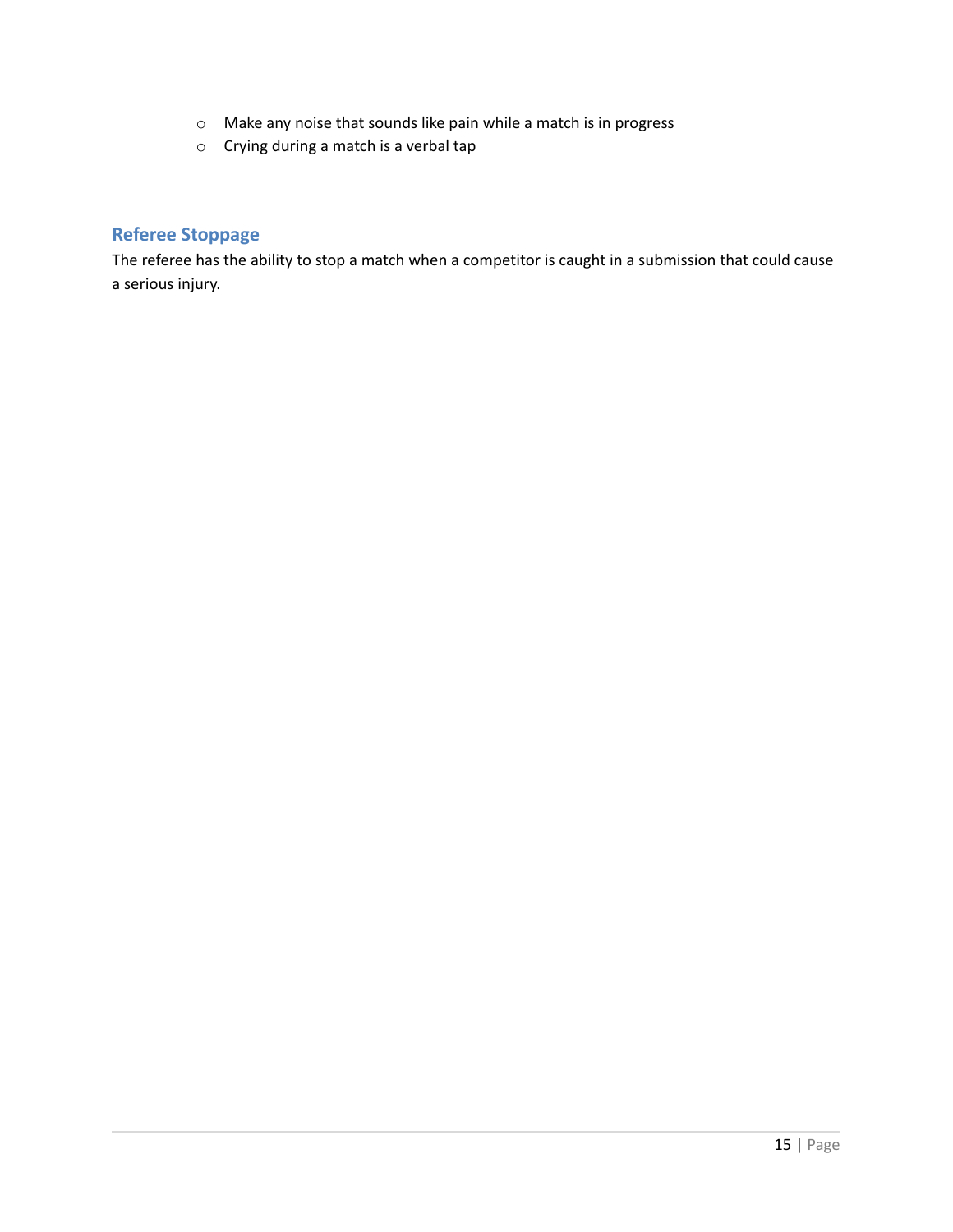- Make any noise that sounds like pain while a match is in progress
  - Crying during a match is a verbal tap

## Referee Stoppage

The referee has the ability to stop a match when a competitor is caught in a submission that could cause a serious injury.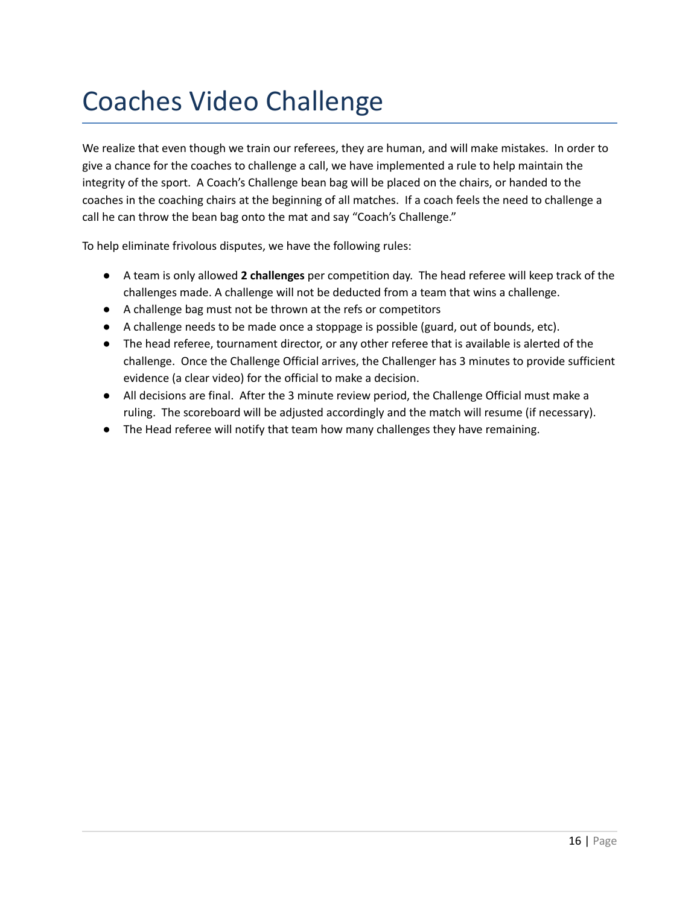# Coaches Video Challenge

We realize that even though we train our referees, they are human, and will make mistakes. In order to give a chance for the coaches to challenge a call, we have implemented a rule to help maintain the integrity of the sport. A Coach's Challenge bean bag will be placed on the chairs, or handed to the coaches in the coaching chairs at the beginning of all matches. If a coach feels the need to challenge a call he can throw the bean bag onto the mat and say "Coach's Challenge."

To help eliminate frivolous disputes, we have the following rules:

- A team is only allowed **2 challenges** per competition day. The head referee will keep track of the challenges made. A challenge will not be deducted from a team that wins a challenge.
- A challenge bag must not be thrown at the refs or competitors
- A challenge needs to be made once a stoppage is possible (guard, out of bounds, etc).
- The head referee, tournament director, or any other referee that is available is alerted of the challenge. Once the Challenge Official arrives, the Challenger has 3 minutes to provide sufficient evidence (a clear video) for the official to make a decision.
- All decisions are final. After the 3 minute review period, the Challenge Official must make a ruling. The scoreboard will be adjusted accordingly and the match will resume (if necessary).
- The Head referee will notify that team how many challenges they have remaining.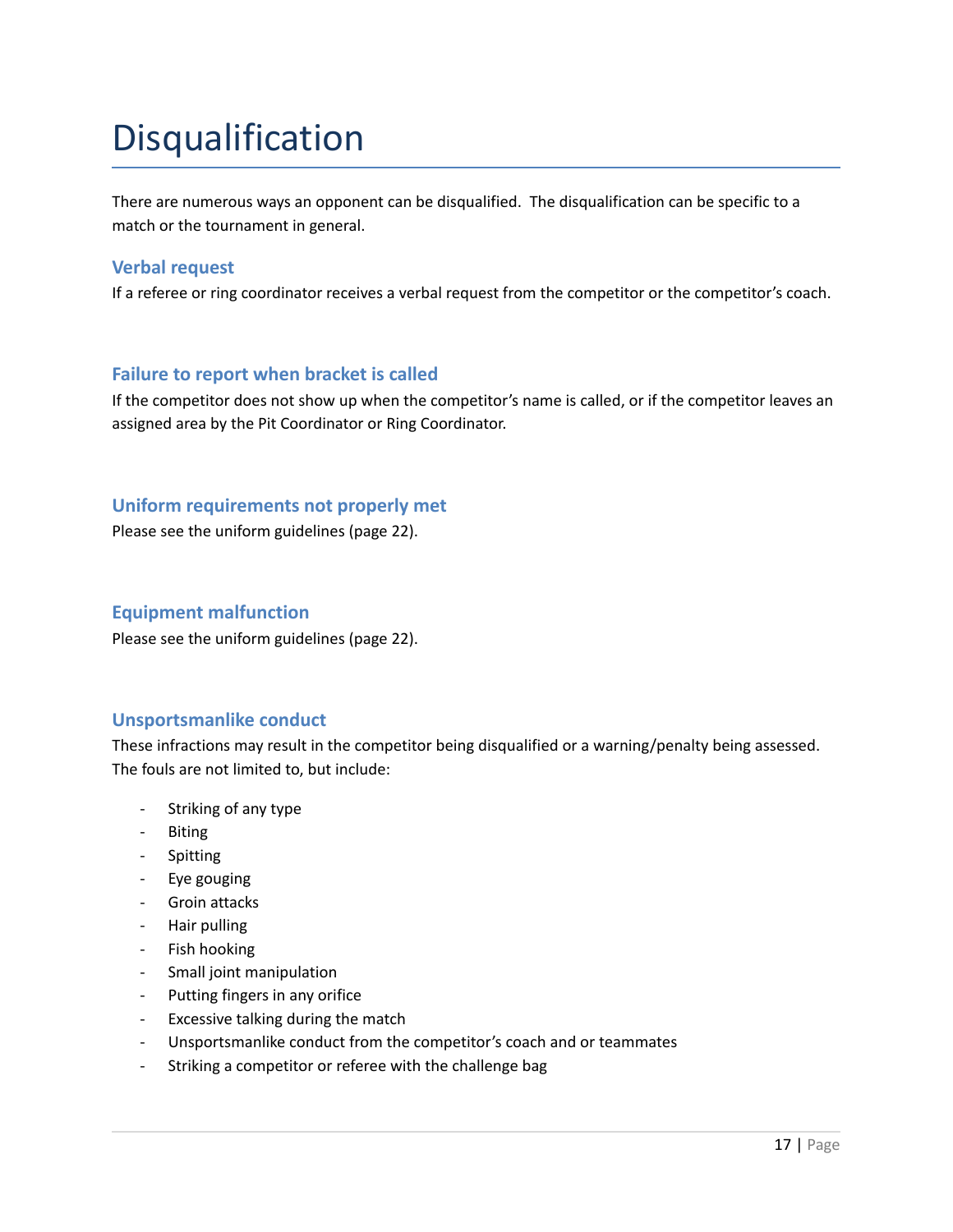# Disqualification

There are numerous ways an opponent can be disqualified. The disqualification can be specific to a match or the tournament in general.

### Verbal request

If a referee or ring coordinator receives a verbal request from the competitor or the competitor's coach.

### Failure to report when bracket is called

If the competitor does not show up when the competitor's name is called, or if the competitor leaves an assigned area by the Pit Coordinator or Ring Coordinator.

### Uniform requirements not properly met

Please see the uniform guidelines (page 22).

### Equipment malfunction

Please see the uniform guidelines (page 22).

### Unsportsmanlike conduct

These infractions may result in the competitor being disqualified or a warning/penalty being assessed. The fouls are not limited to, but include:

- Striking of any type
- Biting
- Spitting
- Eye gouging
- Groin attacks
- Hair pulling
- Fish hooking
- Small joint manipulation
- Putting fingers in any orifice
- Excessive talking during the match
- Unsportsmanlike conduct from the competitor's coach and or teammates
- Striking a competitor or referee with the challenge bag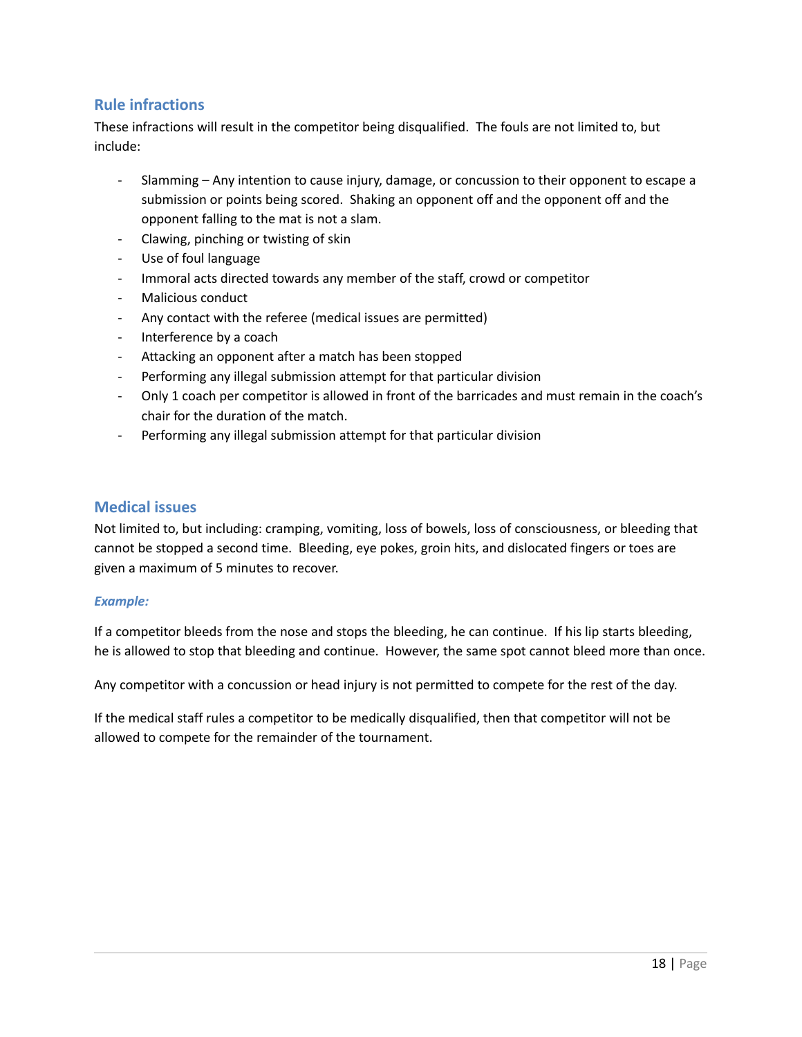## Rule infractions

These infractions will result in the competitor being disqualified. The fouls are not limited to, but include:

- Slamming – Any intention to cause injury, damage, or concussion to their opponent to escape a submission or points being scored. Shaking an opponent off and the opponent off and the opponent falling to the mat is not a slam.
- Clawing, pinching or twisting of skin
- Use of foul language
- Immoral acts directed towards any member of the staff, crowd or competitor
- Malicious conduct
- Any contact with the referee (medical issues are permitted)
- Interference by a coach
- Attacking an opponent after a match has been stopped
- Performing any illegal submission attempt for that particular division
- Only 1 coach per competitor is allowed in front of the barricades and must remain in the coach's chair for the duration of the match.
- Performing any illegal submission attempt for that particular division

## Medical issues

Not limited to, but including: cramping, vomiting, loss of bowels, loss of consciousness, or bleeding that cannot be stopped a second time. Bleeding, eye pokes, groin hits, and dislocated fingers or toes are given a maximum of 5 minutes to recover.

### *Example:*

If a competitor bleeds from the nose and stops the bleeding, he can continue. If his lip starts bleeding, he is allowed to stop that bleeding and continue. However, the same spot cannot bleed more than once.

Any competitor with a concussion or head injury is not permitted to compete for the rest of the day.

If the medical staff rules a competitor to be medically disqualified, then that competitor will not be allowed to compete for the remainder of the tournament.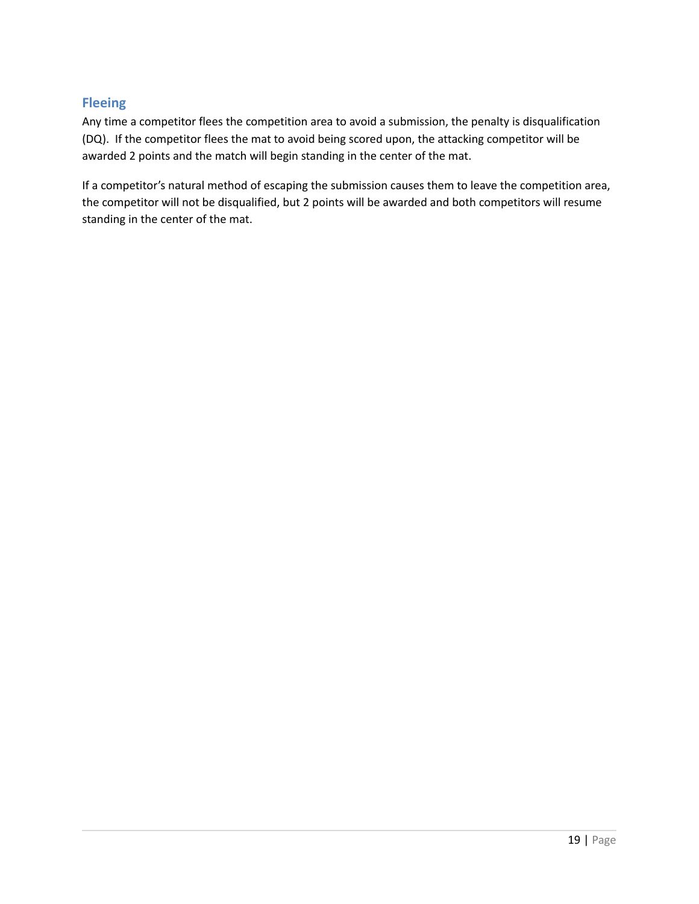## Fleeing

Any time a competitor flees the competition area to avoid a submission, the penalty is disqualification (DQ). If the competitor flees the mat to avoid being scored upon, the attacking competitor will be awarded 2 points and the match will begin standing in the center of the mat.

If a competitor's natural method of escaping the submission causes them to leave the competition area, the competitor will not be disqualified, but 2 points will be awarded and both competitors will resume standing in the center of the mat.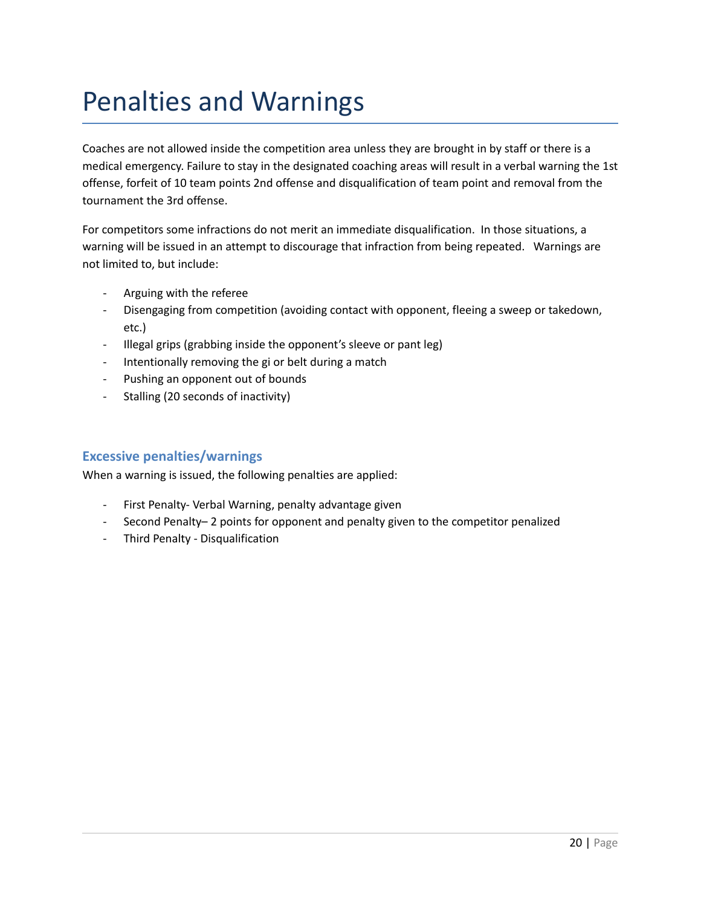# Penalties and Warnings

Coaches are not allowed inside the competition area unless they are brought in by staff or there is a medical emergency. Failure to stay in the designated coaching areas will result in a verbal warning the 1st offense, forfeit of 10 team points 2nd offense and disqualification of team point and removal from the tournament the 3rd offense.

For competitors some infractions do not merit an immediate disqualification. In those situations, a warning will be issued in an attempt to discourage that infraction from being repeated. Warnings are not limited to, but include:

- Arguing with the referee
- Disengaging from competition (avoiding contact with opponent, fleeing a sweep or takedown, etc.)
- Illegal grips (grabbing inside the opponent's sleeve or pant leg)
- Intentionally removing the gi or belt during a match
- Pushing an opponent out of bounds
- Stalling (20 seconds of inactivity)

## Excessive penalties/warnings

When a warning is issued, the following penalties are applied:

- First Penalty- Verbal Warning, penalty advantage given
- Second Penalty– 2 points for opponent and penalty given to the competitor penalized
- Third Penalty - Disqualification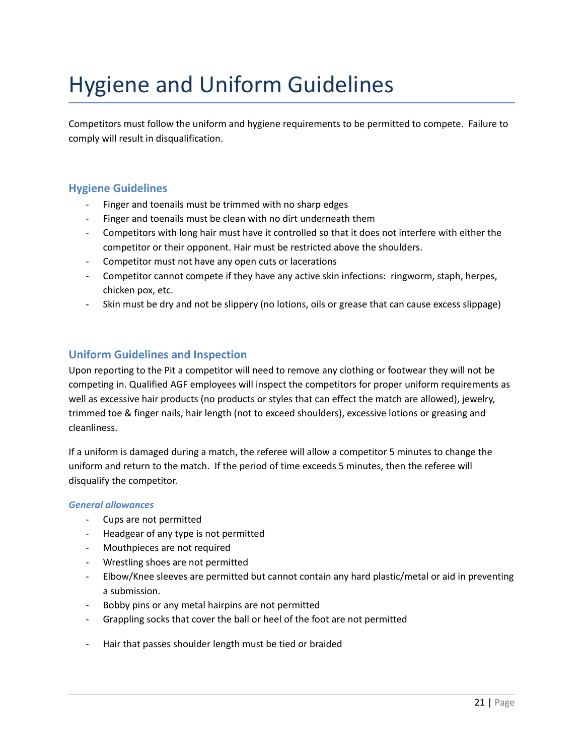# Hygiene and Uniform Guidelines

Competitors must follow the uniform and hygiene requirements to be permitted to compete. Failure to comply will result in disqualification.

## Hygiene Guidelines

- Finger and toenails must be trimmed with no sharp edges
- Finger and toenails must be clean with no dirt underneath them
- Competitors with long hair must have it controlled so that it does not interfere with either the competitor or their opponent. Hair must be restricted above the shoulders.
- Competitor must not have any open cuts or lacerations
- Competitor cannot compete if they have any active skin infections: ringworm, staph, herpes, chicken pox, etc.
- Skin must be dry and not be slippery (no lotions, oils or grease that can cause excess slippage)

## Uniform Guidelines and Inspection

Upon reporting to the Pit a competitor will need to remove any clothing or footwear they will not be competing in. Qualified AGF employees will inspect the competitors for proper uniform requirements as well as excessive hair products (no products or styles that can effect the match are allowed), jewelry, trimmed toe & finger nails, hair length (not to exceed shoulders), excessive lotions or greasing and cleanliness.

If a uniform is damaged during a match, the referee will allow a competitor 5 minutes to change the uniform and return to the match. If the period of time exceeds 5 minutes, then the referee will disqualify the competitor.

### *General allowances*

- Cups are not permitted
- Headgear of any type is not permitted
- Mouthpieces are not required
- Wrestling shoes are not permitted
- Elbow/Knee sleeves are permitted but cannot contain any hard plastic/metal or aid in preventing a submission.
- Bobby pins or any metal hairpins are not permitted
- Grappling socks that cover the ball or heel of the foot are not permitted
- Hair that passes shoulder length must be tied or braided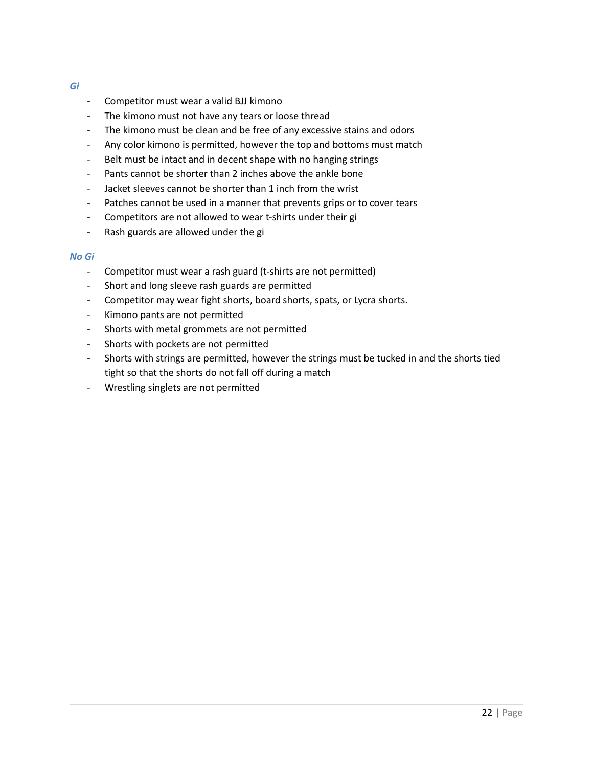### *Gi*

- Competitor must wear a valid BJJ kimono
- The kimono must not have any tears or loose thread
- The kimono must be clean and be free of any excessive stains and odors
- Any color kimono is permitted, however the top and bottoms must match
- Belt must be intact and in decent shape with no hanging strings
- Pants cannot be shorter than 2 inches above the ankle bone
- Jacket sleeves cannot be shorter than 1 inch from the wrist
- Patches cannot be used in a manner that prevents grips or to cover tears
- Competitors are not allowed to wear t-shirts under their gi
- Rash guards are allowed under the gi

### *No Gi*

- Competitor must wear a rash guard (t-shirts are not permitted)
- Short and long sleeve rash guards are permitted
- Competitor may wear fight shorts, board shorts, spats, or Lycra shorts.
- Kimono pants are not permitted
- Shorts with metal grommets are not permitted
- Shorts with pockets are not permitted
- Shorts with strings are permitted, however the strings must be tucked in and the shorts tied tight so that the shorts do not fall off during a match
- Wrestling singlets are not permitted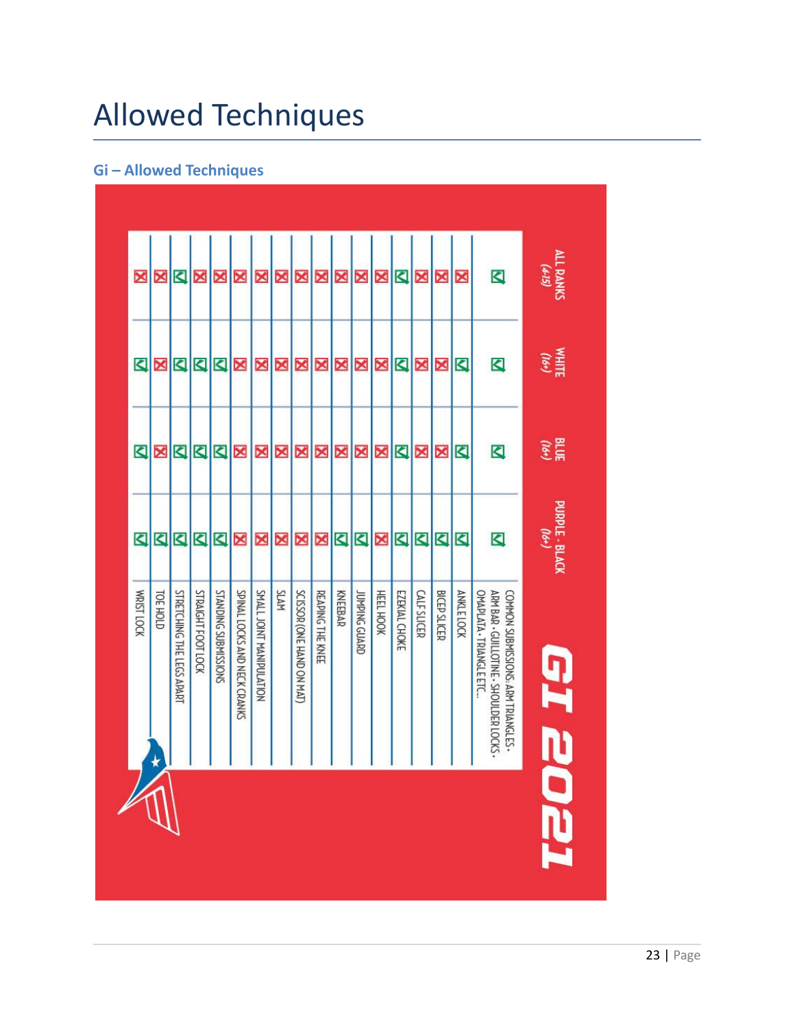# Allowed Techniques

## Gi – Allowed Techniques

**GI 2021**

| | ALL RANKS (4-15) | WHITE (16+) | BLUE (16+) | PURPLE - BLACK (16+) |
|---|---|---|---|---|
| COMMON SUBMISSIONS: ARM TRIANGLES • ARM BAR • GUILLOTINE • SHOULDER LOCKS • OMAPLATA • TRIANGLE ETC... | ✓ | ✓ | ✓ | ✓ |
| ANKLE LOCK | ✗ | ✓ | ✓ | ✓ |
| BICEP SLICER | ✗ | ✗ | ✗ | ✓ |
| CALF SLICER | ✗ | ✗ | ✗ | ✓ |
| EZEKIAL CHOKE | ✓ | ✓ | ✓ | ✓ |
| HEEL HOOK | ✗ | ✗ | ✗ | ✗ |
| JUMPING GUARD | ✗ | ✗ | ✗ | ✓ |
| KNEEBAR | ✗ | ✗ | ✗ | ✓ |
| REAPING THE KNEE | ✗ | ✗ | ✗ | ✗ |
| SCISSOR (ONE HAND ON MAT) | ✗ | ✗ | ✗ | ✗ |
| SLAM | ✗ | ✗ | ✗ | ✗ |
| SMALL JOINT MANIPULATION | ✗ | ✗ | ✗ | ✗ |
| SPINAL LOCKS AND NECK CRANKS | ✗ | ✗ | ✗ | ✗ |
| STANDING SUBMISSIONS | ✗ | ✓ | ✓ | ✓ |
| STRAIGHT FOOT LOCK | ✗ | ✓ | ✓ | ✓ |
| STRETCHING THE LEGS APART | ✓ | ✓ | ✓ | ✓ |
| TOE HOLD | ✗ | ✗ | ✗ | ✓ |
| WRIST LOCK | ✗ | ✓ | ✓ | ✓ |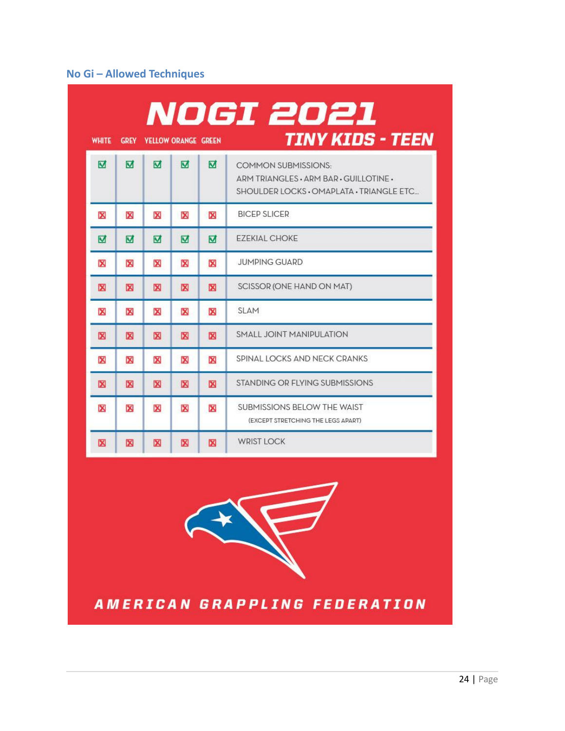## No Gi – Allowed Techniques

# NOGI 2021

## TINY KIDS - TEEN

| WHITE | GREY | YELLOW | ORANGE | GREEN | |
|---|---|---|---|---|---|
| ☑ | ☑ | ☑ | ☑ | ☑ | COMMON SUBMISSIONS: ARM TRIANGLES • ARM BAR • GUILLOTINE • SHOULDER LOCKS • OMAPLATA • TRIANGLE ETC... |
| ☒ | ☒ | ☒ | ☒ | ☒ | BICEP SLICER |
| ☑ | ☑ | ☑ | ☑ | ☑ | EZEKIAL CHOKE |
| ☒ | ☒ | ☒ | ☒ | ☒ | JUMPING GUARD |
| ☒ | ☒ | ☒ | ☒ | ☒ | SCISSOR (ONE HAND ON MAT) |
| ☒ | ☒ | ☒ | ☒ | ☒ | SLAM |
| ☒ | ☒ | ☒ | ☒ | ☒ | SMALL JOINT MANIPULATION |
| ☒ | ☒ | ☒ | ☒ | ☒ | SPINAL LOCKS AND NECK CRANKS |
| ☒ | ☒ | ☒ | ☒ | ☒ | STANDING OR FLYING SUBMISSIONS |
| ☒ | ☒ | ☒ | ☒ | ☒ | SUBMISSIONS BELOW THE WAIST (EXCEPT STRETCHING THE LEGS APART) |
| ☒ | ☒ | ☒ | ☒ | ☒ | WRIST LOCK |

AMERICAN GRAPPLING FEDERATION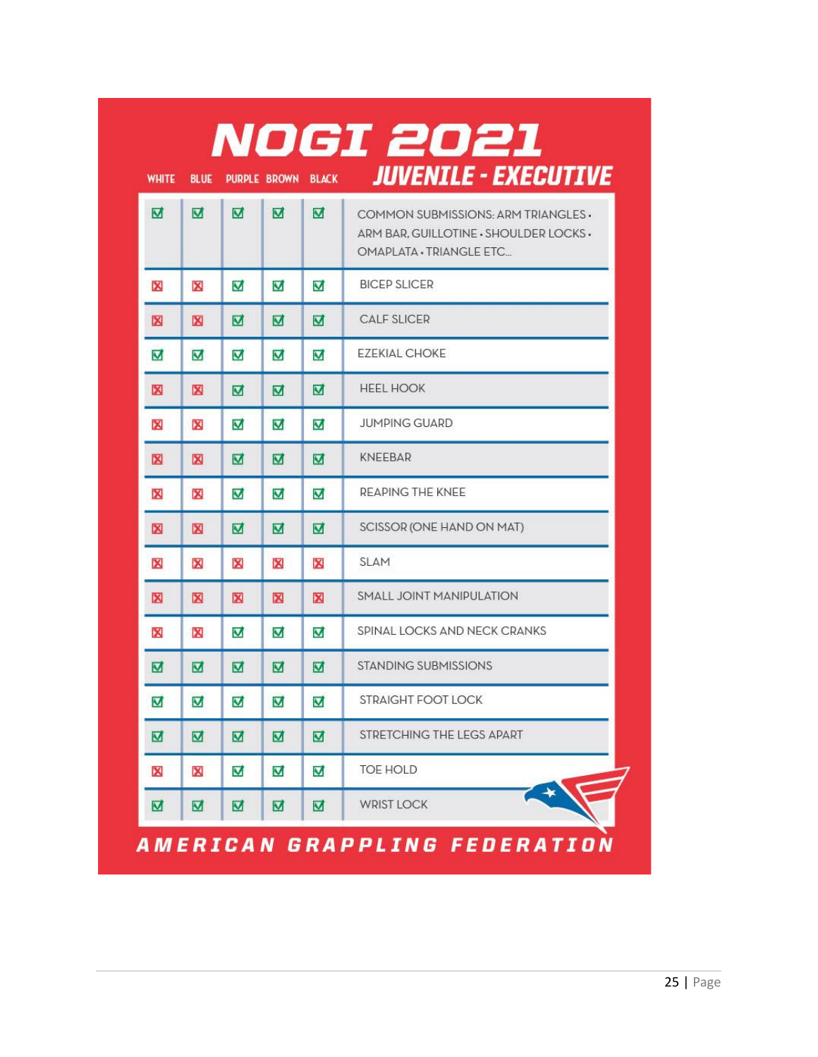# NOGI 2021

## JUVENILE - EXECUTIVE

| WHITE | BLUE | PURPLE | BROWN | BLACK | |
|---|---|---|---|---|---|
| ☑ | ☑ | ☑ | ☑ | ☑ | COMMON SUBMISSIONS: ARM TRIANGLES • ARM BAR, GUILLOTINE • SHOULDER LOCKS • OMAPLATA • TRIANGLE ETC... |
| ☒ | ☒ | ☑ | ☑ | ☑ | BICEP SLICER |
| ☒ | ☒ | ☑ | ☑ | ☑ | CALF SLICER |
| ☑ | ☑ | ☑ | ☑ | ☑ | EZEKIAL CHOKE |
| ☒ | ☒ | ☑ | ☑ | ☑ | HEEL HOOK |
| ☒ | ☒ | ☑ | ☑ | ☑ | JUMPING GUARD |
| ☒ | ☒ | ☑ | ☑ | ☑ | KNEEBAR |
| ☒ | ☒ | ☑ | ☑ | ☑ | REAPING THE KNEE |
| ☒ | ☒ | ☑ | ☑ | ☑ | SCISSOR (ONE HAND ON MAT) |
| ☒ | ☒ | ☒ | ☒ | ☒ | SLAM |
| ☒ | ☒ | ☒ | ☒ | ☒ | SMALL JOINT MANIPULATION |
| ☒ | ☒ | ☑ | ☑ | ☑ | SPINAL LOCKS AND NECK CRANKS |
| ☑ | ☑ | ☑ | ☑ | ☑ | STANDING SUBMISSIONS |
| ☑ | ☑ | ☑ | ☑ | ☑ | STRAIGHT FOOT LOCK |
| ☑ | ☑ | ☑ | ☑ | ☑ | STRETCHING THE LEGS APART |
| ☒ | ☒ | ☑ | ☑ | ☑ | TOE HOLD |
| ☑ | ☑ | ☑ | ☑ | ☑ | WRIST LOCK |

AMERICAN GRAPPLING FEDERATION